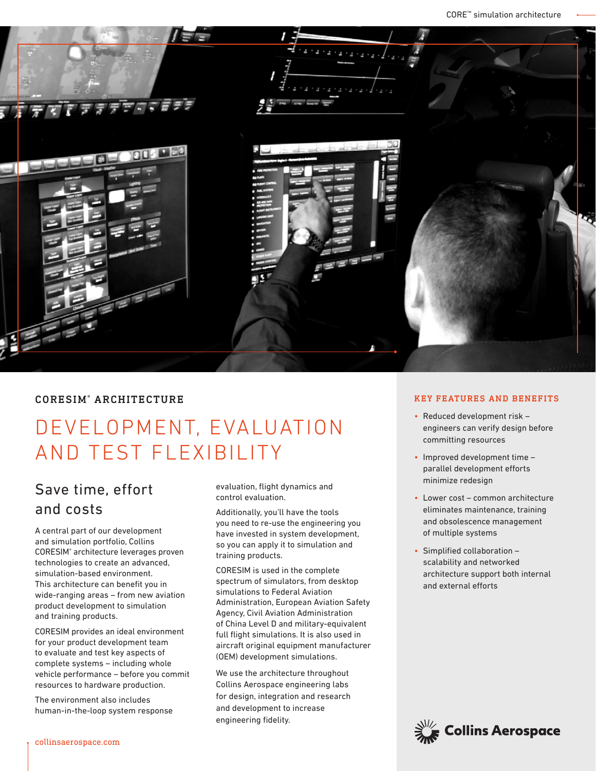## CORESIM® ARCHITECTURE

# DEVELOPMENT, EVALUATION AND TEST FLEXIBILITY

### Save time, effort and costs

A central part of our development and simulation portfolio, Collins CORESIM® architecture leverages proven technologies to create an advanced, simulation-based environment. This architecture can benefit you in wide-ranging areas – from new aviation product development to simulation and training products.

CORESIM provides an ideal environment for your product development team to evaluate and test key aspects of complete systems – including whole vehicle performance – before you commit resources to hardware production.

The environment also includes human-in-the-loop system response evaluation, flight dynamics and control evaluation.

Additionally, you'll have the tools you need to re-use the engineering you have invested in system development, so you can apply it to simulation and training products.

CORESIM is used in the complete spectrum of simulators, from desktop simulations to Federal Aviation Administration, European Aviation Safety Agency, Civil Aviation Administration of China Level D and military-equivalent full flight simulations. It is also used in aircraft original equipment manufacturer (OEM) development simulations.

We use the architecture throughout Collins Aerospace engineering labs for design, integration and research and development to increase engineering fidelity.

### KEY FEATURES AND BENEFITS

- Reduced development risk – engineers can verify design before committing resources
- Improved development time – parallel development efforts minimize redesign
- Lower cost – common architecture eliminates maintenance, training and obsolescence management of multiple systems
- Simplified collaboration – scalability and networked architecture support both internal and external efforts

collinsaerospace.com

Collins Aerospace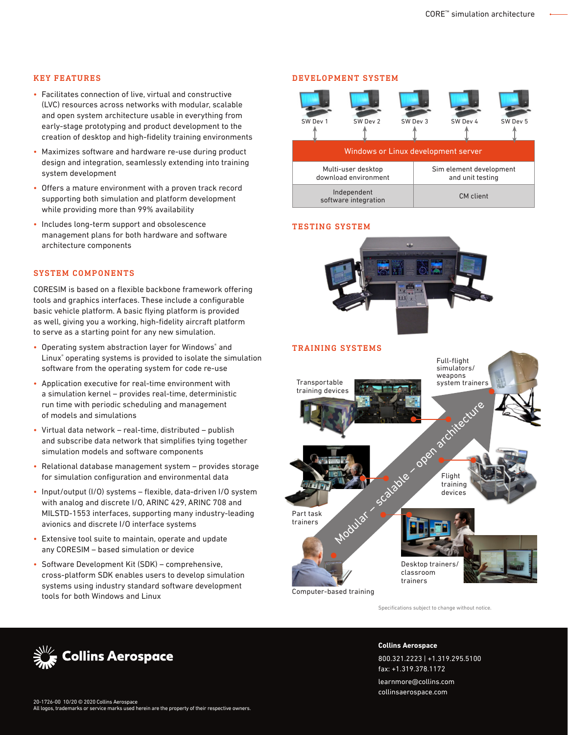## KEY FEATURES

- Facilitates connection of live, virtual and constructive (LVC) resources across networks with modular, scalable and open system architecture usable in everything from early-stage prototyping and product development to the creation of desktop and high-fidelity training environments
- Maximizes software and hardware re-use during product design and integration, seamlessly extending into training system development
- Offers a mature environment with a proven track record supporting both simulation and platform development while providing more than 99% availability
- Includes long-term support and obsolescence management plans for both hardware and software architecture components

## SYSTEM COMPONENTS

CORESIM is based on a flexible backbone framework offering tools and graphics interfaces. These include a configurable basic vehicle platform. A basic flying platform is provided as well, giving you a working, high-fidelity aircraft platform to serve as a starting point for any new simulation.

- Operating system abstraction layer for Windows® and Linux® operating systems is provided to isolate the simulation software from the operating system for code re-use
- Application executive for real-time environment with a simulation kernel – provides real-time, deterministic run time with periodic scheduling and management of models and simulations
- Virtual data network – real-time, distributed – publish and subscribe data network that simplifies tying together simulation models and software components
- Relational database management system – provides storage for simulation configuration and environmental data
- Input/output (I/O) systems – flexible, data-driven I/O system with analog and discrete I/O, ARINC 429, ARINC 708 and MILSTD-1553 interfaces, supporting many industry-leading avionics and discrete I/O interface systems
- Extensive tool suite to maintain, operate and update any CORESIM – based simulation or device
- Software Development Kit (SDK) – comprehensive, cross-platform SDK enables users to develop simulation systems using industry standard software development tools for both Windows and Linux

## DEVELOPMENT SYSTEM

SW Dev 1
SW Dev 2
SW Dev 3
SW Dev 4
SW Dev 5

| Windows or Linux development server | |
|---|---|
| Multi-user desktop download environment | Sim element development and unit testing |
| Independent software integration | CM client |

## TESTING SYSTEM

## TRAINING SYSTEMS

Modular – scalable – open architecture

Full-flight simulators/ weapons system trainers

Transportable training devices

Flight training devices

Part task trainers

Desktop trainers/ classroom trainers

Computer-based training

Specifications subject to change without notice.

**Collins Aerospace**

800.321.2223 | +1.319.295.5100
fax: +1.319.378.1172

learnmore@collins.com
collinsaerospace.com

20-1726-00 10/20 © 2020 Collins Aerospace
All logos, trademarks or service marks used herein are the property of their respective owners.